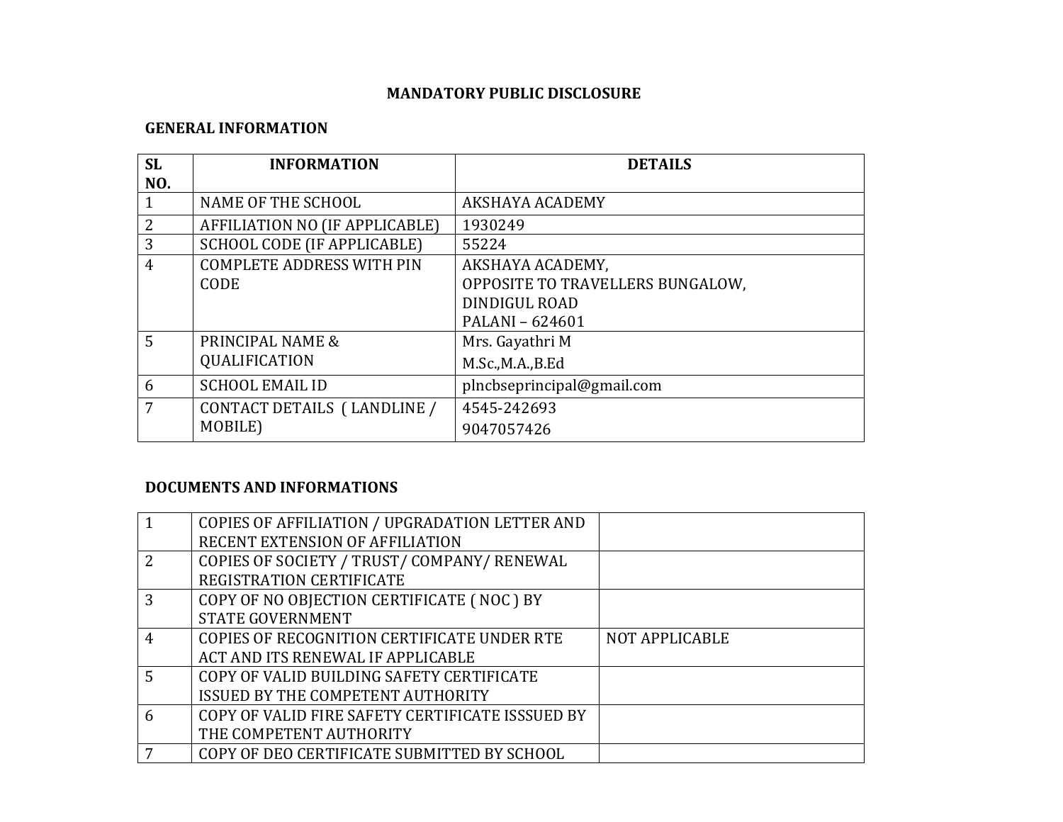# MANDATORY PUBLIC DISCLOSURE

## GENERAL INFORMATION

| SL NO. | INFORMATION | DETAILS |
|---|---|---|
| 1 | NAME OF THE SCHOOL | AKSHAYA ACADEMY |
| 2 | AFFILIATION NO (IF APPLICABLE) | 1930249 |
| 3 | SCHOOL CODE (IF APPLICABLE) | 55224 |
| 4 | COMPLETE ADDRESS WITH PIN CODE | AKSHAYA ACADEMY,<br>OPPOSITE TO TRAVELLERS BUNGALOW,<br>DINDIGUL ROAD<br>PALANI – 624601 |
| 5 | PRINCIPAL NAME & QUALIFICATION | Mrs. Gayathri M<br>M.Sc.,M.A.,B.Ed |
| 6 | SCHOOL EMAIL ID | plncbseprincipal@gmail.com |
| 7 | CONTACT DETAILS ( LANDLINE / MOBILE) | 4545-242693<br>9047057426 |

## DOCUMENTS AND INFORMATIONS

| | | |
|---|---|---|
| 1 | COPIES OF AFFILIATION / UPGRADATION LETTER AND RECENT EXTENSION OF AFFILIATION | |
| 2 | COPIES OF SOCIETY / TRUST/ COMPANY/ RENEWAL REGISTRATION CERTIFICATE | |
| 3 | COPY OF NO OBJECTION CERTIFICATE ( NOC ) BY STATE GOVERNMENT | |
| 4 | COPIES OF RECOGNITION CERTIFICATE UNDER RTE ACT AND ITS RENEWAL IF APPLICABLE | NOT APPLICABLE |
| 5 | COPY OF VALID BUILDING SAFETY CERTIFICATE ISSUED BY THE COMPETENT AUTHORITY | |
| 6 | COPY OF VALID FIRE SAFETY CERTIFICATE ISSSUED BY THE COMPETENT AUTHORITY | |
| 7 | COPY OF DEO CERTIFICATE SUBMITTED BY SCHOOL | |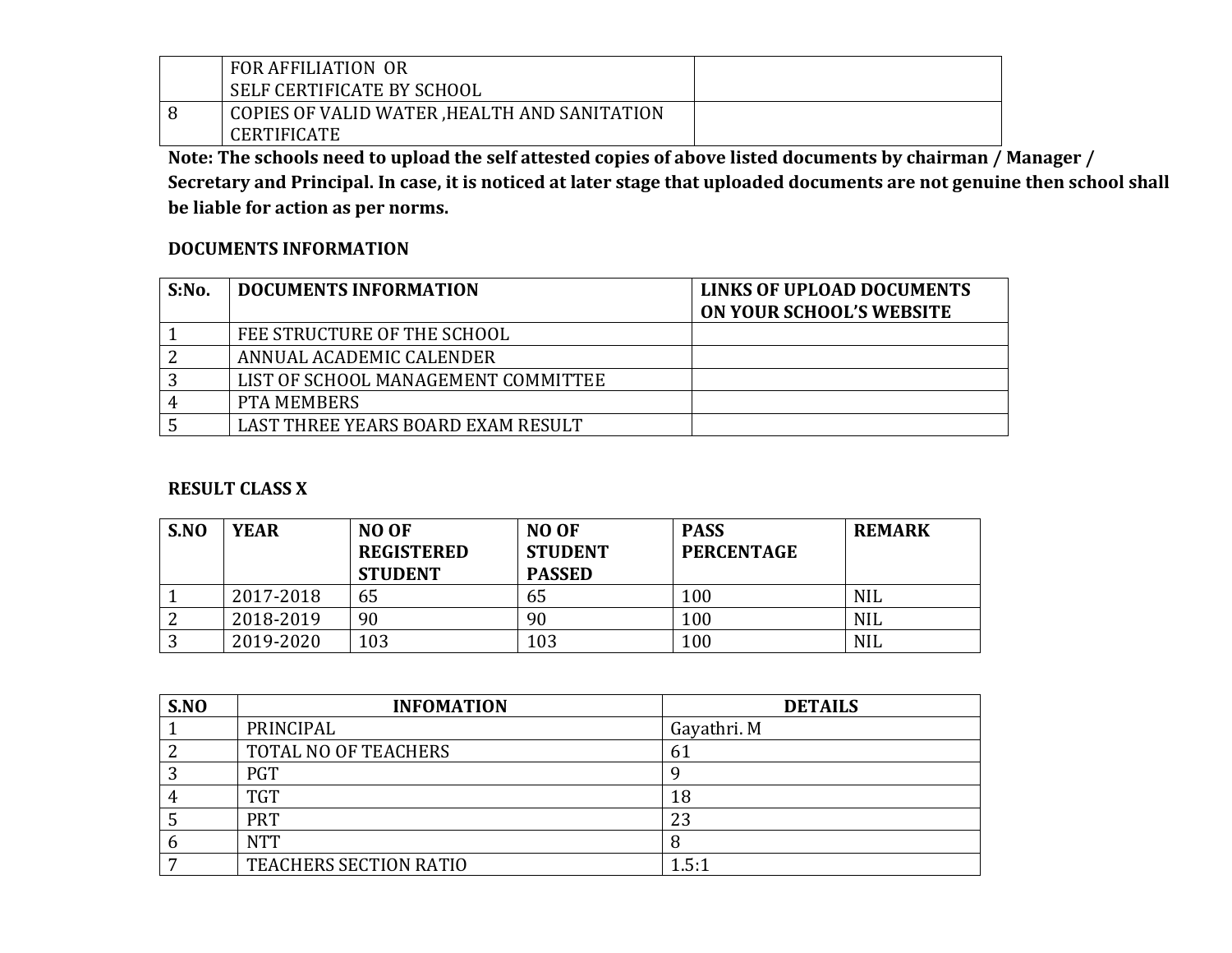| | FOR AFFILIATION OR<br>SELF CERTIFICATE BY SCHOOL | |
|---|---|---|
| 8 | COPIES OF VALID WATER ,HEALTH AND SANITATION CERTIFICATE | |

**Note: The schools need to upload the self attested copies of above listed documents by chairman / Manager / Secretary and Principal. In case, it is noticed at later stage that uploaded documents are not genuine then school shall be liable for action as per norms.**

**DOCUMENTS INFORMATION**

| S:No. | DOCUMENTS INFORMATION | LINKS OF UPLOAD DOCUMENTS ON YOUR SCHOOL'S WEBSITE |
|---|---|---|
| 1 | FEE STRUCTURE OF THE SCHOOL | |
| 2 | ANNUAL ACADEMIC CALENDER | |
| 3 | LIST OF SCHOOL MANAGEMENT COMMITTEE | |
| 4 | PTA MEMBERS | |
| 5 | LAST THREE YEARS BOARD EXAM RESULT | |

**RESULT CLASS X**

| S.NO | YEAR | NO OF REGISTERED STUDENT | NO OF STUDENT PASSED | PASS PERCENTAGE | REMARK |
|---|---|---|---|---|---|
| 1 | 2017-2018 | 65 | 65 | 100 | NIL |
| 2 | 2018-2019 | 90 | 90 | 100 | NIL |
| 3 | 2019-2020 | 103 | 103 | 100 | NIL |

| S.NO | INFOMATION | DETAILS |
|---|---|---|
| 1 | PRINCIPAL | Gayathri. M |
| 2 | TOTAL NO OF TEACHERS | 61 |
| 3 | PGT | 9 |
| 4 | TGT | 18 |
| 5 | PRT | 23 |
| 6 | NTT | 8 |
| 7 | TEACHERS SECTION RATIO | 1.5:1 |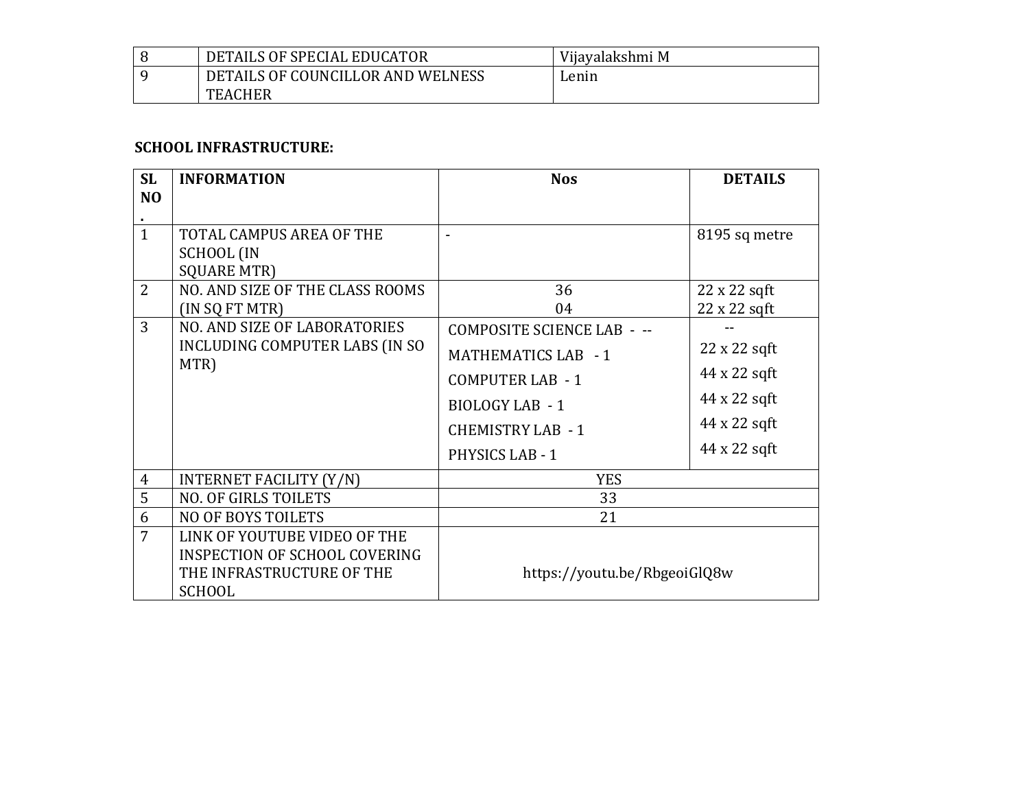| | | |
|---|---|---|
| 8 | DETAILS OF SPECIAL EDUCATOR | Vijayalakshmi M |
| 9 | DETAILS OF COUNCILLOR AND WELNESS TEACHER | Lenin |

**SCHOOL INFRASTRUCTURE:**

| SL NO. | INFORMATION | Nos | DETAILS |
|---|---|---|---|
| 1 | TOTAL CAMPUS AREA OF THE SCHOOL (IN SQUARE MTR) | - | 8195 sq metre |
| 2 | NO. AND SIZE OF THE CLASS ROOMS (IN SQ FT MTR) | 36<br>04 | 22 x 22 sqft<br>22 x 22 sqft |
| 3 | NO. AND SIZE OF LABORATORIES INCLUDING COMPUTER LABS (IN SO MTR) | COMPOSITE SCIENCE LAB - --<br>MATHEMATICS LAB - 1<br>COMPUTER LAB - 1<br>BIOLOGY LAB - 1<br>CHEMISTRY LAB - 1<br>PHYSICS LAB - 1 | --<br>22 x 22 sqft<br>44 x 22 sqft<br>44 x 22 sqft<br>44 x 22 sqft<br>44 x 22 sqft |
| 4 | INTERNET FACILITY (Y/N) | YES | |
| 5 | NO. OF GIRLS TOILETS | 33 | |
| 6 | NO OF BOYS TOILETS | 21 | |
| 7 | LINK OF YOUTUBE VIDEO OF THE INSPECTION OF SCHOOL COVERING THE INFRASTRUCTURE OF THE SCHOOL | https://youtu.be/RbgeoiGlQ8w | |